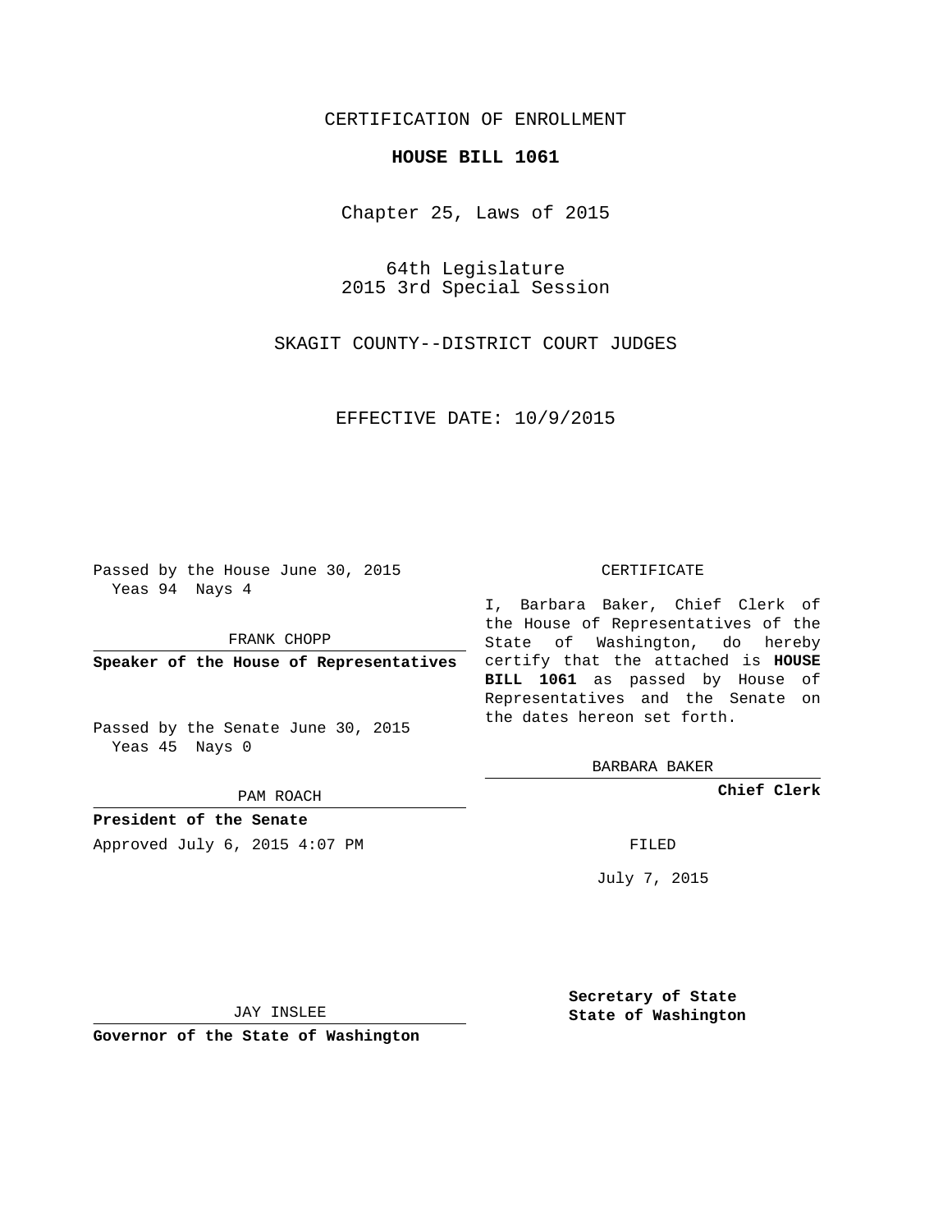CERTIFICATION OF ENROLLMENT

**HOUSE BILL 1061**

Chapter 25, Laws of 2015

64th Legislature
2015 3rd Special Session

SKAGIT COUNTY--DISTRICT COURT JUDGES

EFFECTIVE DATE: 10/9/2015

Passed by the House June 30, 2015
Yeas 94 Nays 4

FRANK CHOPP

**Speaker of the House of Representatives**

Passed by the Senate June 30, 2015
Yeas 45 Nays 0

PAM ROACH

**President of the Senate**

Approved July 6, 2015 4:07 PM

JAY INSLEE

**Governor of the State of Washington**

CERTIFICATE

I, Barbara Baker, Chief Clerk of the House of Representatives of the State of Washington, do hereby certify that the attached is **HOUSE BILL 1061** as passed by House of Representatives and the Senate on the dates hereon set forth.

BARBARA BAKER

**Chief Clerk**

FILED

July 7, 2015

**Secretary of State**
**State of Washington**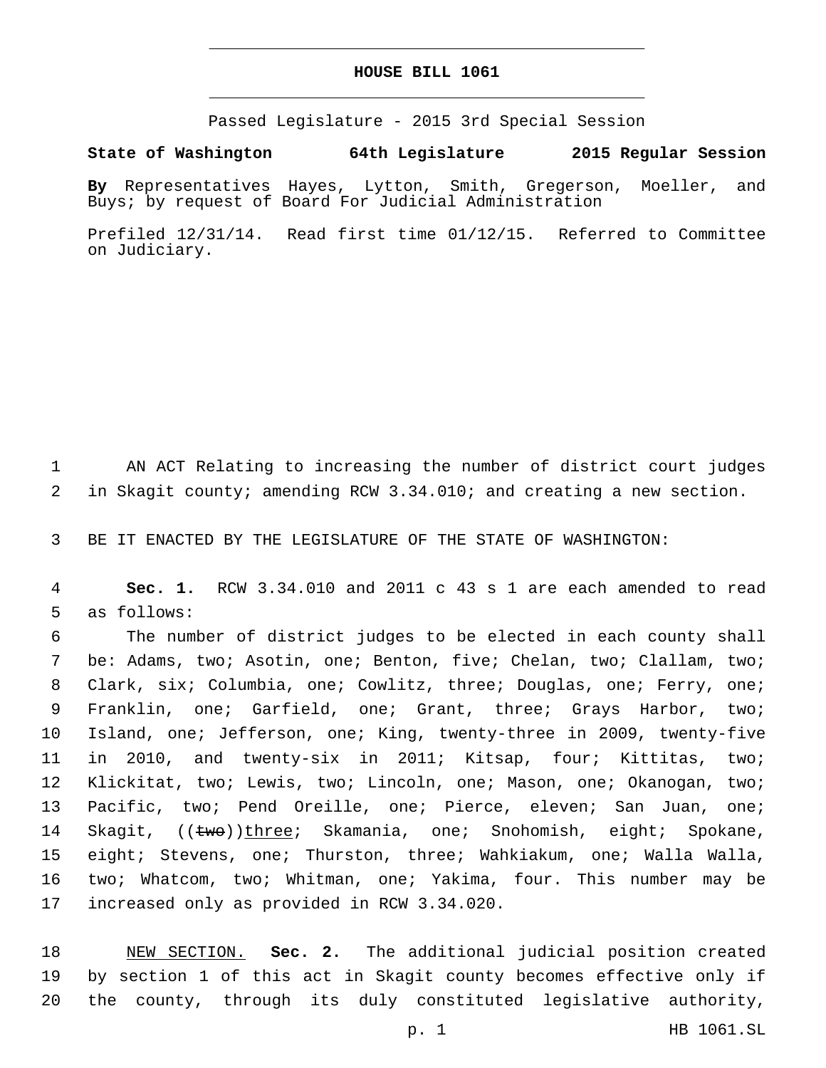# HOUSE BILL 1061

Passed Legislature - 2015 3rd Special Session

**State of Washington 64th Legislature 2015 Regular Session**

**By** Representatives Hayes, Lytton, Smith, Gregerson, Moeller, and Buys; by request of Board For Judicial Administration

Prefiled 12/31/14. Read first time 01/12/15. Referred to Committee on Judiciary.

1 AN ACT Relating to increasing the number of district court judges
2 in Skagit county; amending RCW 3.34.010; and creating a new section.

3 BE IT ENACTED BY THE LEGISLATURE OF THE STATE OF WASHINGTON:

4 **Sec. 1.** RCW 3.34.010 and 2011 c 43 s 1 are each amended to read
5 as follows:

6 The number of district judges to be elected in each county shall
7 be: Adams, two; Asotin, one; Benton, five; Chelan, two; Clallam, two;
8 Clark, six; Columbia, one; Cowlitz, three; Douglas, one; Ferry, one;
9 Franklin, one; Garfield, one; Grant, three; Grays Harbor, two;
10 Island, one; Jefferson, one; King, twenty-three in 2009, twenty-five
11 in 2010, and twenty-six in 2011; Kitsap, four; Kittitas, two;
12 Klickitat, two; Lewis, two; Lincoln, one; Mason, one; Okanogan, two;
13 Pacific, two; Pend Oreille, one; Pierce, eleven; San Juan, one;
14 Skagit, ((~~two~~))<u>three</u>; Skamania, one; Snohomish, eight; Spokane,
15 eight; Stevens, one; Thurston, three; Wahkiakum, one; Walla Walla,
16 two; Whatcom, two; Whitman, one; Yakima, four. This number may be
17 increased only as provided in RCW 3.34.020.

18 <u>NEW SECTION.</u> **Sec. 2.** The additional judicial position created
19 by section 1 of this act in Skagit county becomes effective only if
20 the county, through its duly constituted legislative authority,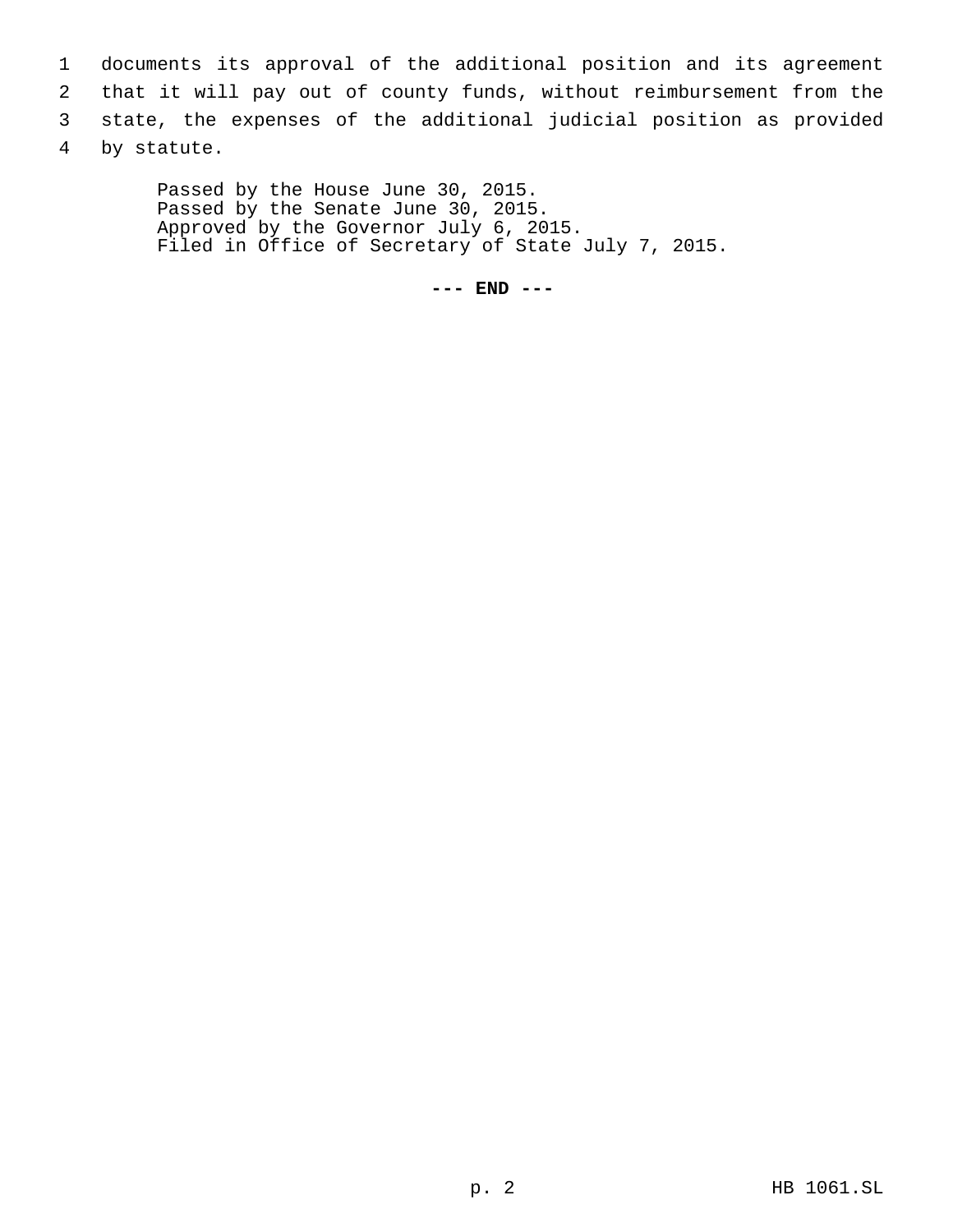documents its approval of the additional position and its agreement that it will pay out of county funds, without reimbursement from the state, the expenses of the additional judicial position as provided by statute.

Passed by the House June 30, 2015.
Passed by the Senate June 30, 2015.
Approved by the Governor July 6, 2015.
Filed in Office of Secretary of State July 7, 2015.

**--- END ---**